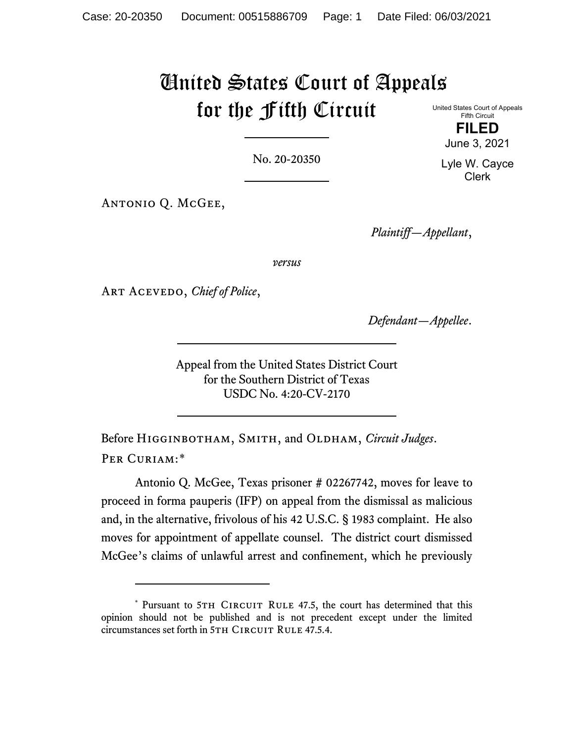# United States Court of Appeals for the Fifth Circuit

United States Court of Appeals
Fifth Circuit

**FILED**

June 3, 2021

Lyle W. Cayce
Clerk

No. 20-20350

Antonio Q. McGee,

*Plaintiff—Appellant*,

*versus*

Art Acevedo, *Chief of Police*,

*Defendant—Appellee*.

Appeal from the United States District Court
for the Southern District of Texas
USDC No. 4:20-CV-2170

Before Higginbotham, Smith, and Oldham, *Circuit Judges*.

Per Curiam:*

Antonio Q. McGee, Texas prisoner # 02267742, moves for leave to proceed in forma pauperis (IFP) on appeal from the dismissal as malicious and, in the alternative, frivolous of his 42 U.S.C. § 1983 complaint. He also moves for appointment of appellate counsel. The district court dismissed McGee's claims of unlawful arrest and confinement, which he previously

---

* Pursuant to 5th Circuit Rule 47.5, the court has determined that this opinion should not be published and is not precedent except under the limited circumstances set forth in 5th Circuit Rule 47.5.4.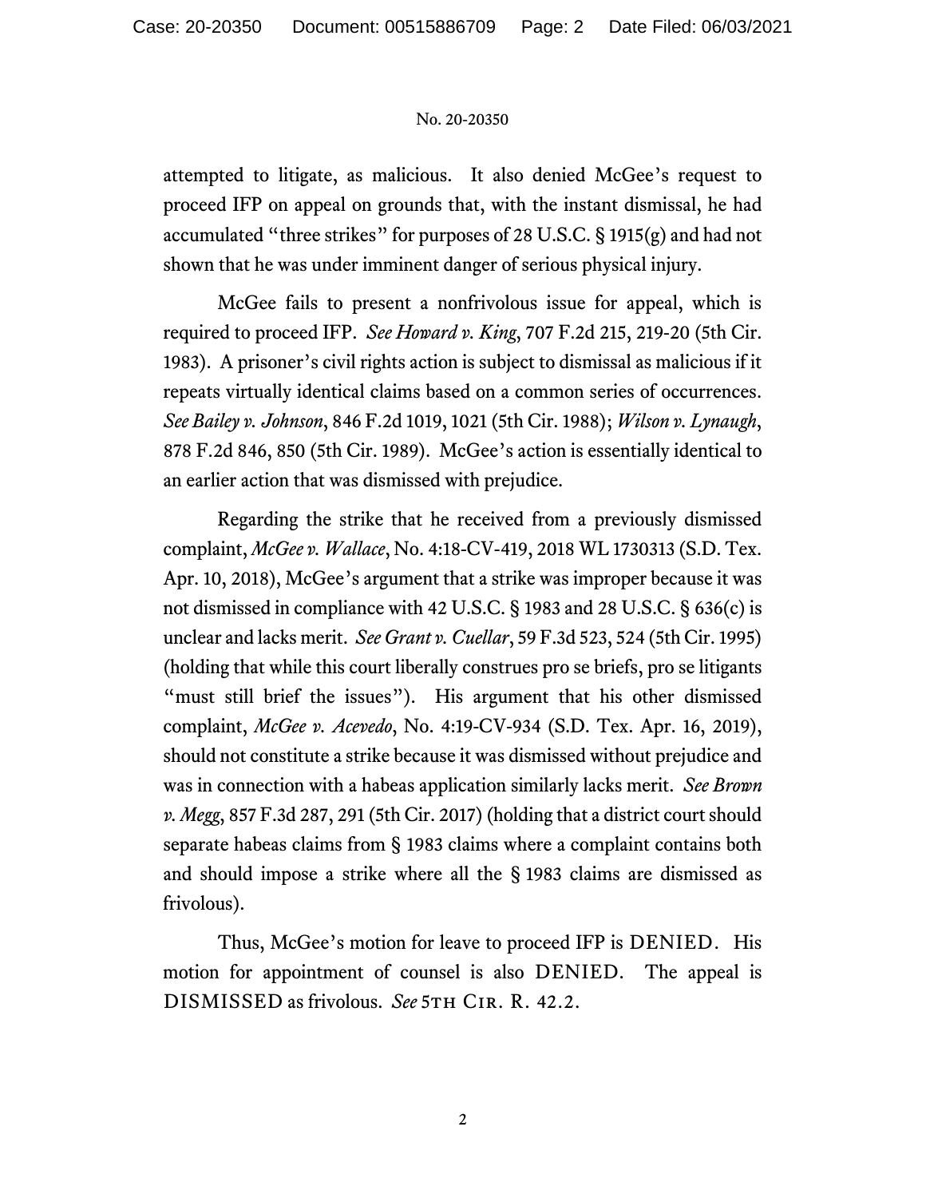attempted to litigate, as malicious. It also denied McGee's request to proceed IFP on appeal on grounds that, with the instant dismissal, he had accumulated "three strikes" for purposes of 28 U.S.C. § 1915(g) and had not shown that he was under imminent danger of serious physical injury.

McGee fails to present a nonfrivolous issue for appeal, which is required to proceed IFP. *See Howard v. King*, 707 F.2d 215, 219-20 (5th Cir. 1983). A prisoner's civil rights action is subject to dismissal as malicious if it repeats virtually identical claims based on a common series of occurrences. *See Bailey v. Johnson*, 846 F.2d 1019, 1021 (5th Cir. 1988); *Wilson v. Lynaugh*, 878 F.2d 846, 850 (5th Cir. 1989). McGee's action is essentially identical to an earlier action that was dismissed with prejudice.

Regarding the strike that he received from a previously dismissed complaint, *McGee v. Wallace*, No. 4:18-CV-419, 2018 WL 1730313 (S.D. Tex. Apr. 10, 2018), McGee's argument that a strike was improper because it was not dismissed in compliance with 42 U.S.C. § 1983 and 28 U.S.C. § 636(c) is unclear and lacks merit. *See Grant v. Cuellar*, 59 F.3d 523, 524 (5th Cir. 1995) (holding that while this court liberally construes pro se briefs, pro se litigants "must still brief the issues"). His argument that his other dismissed complaint, *McGee v. Acevedo*, No. 4:19-CV-934 (S.D. Tex. Apr. 16, 2019), should not constitute a strike because it was dismissed without prejudice and was in connection with a habeas application similarly lacks merit. *See Brown v. Megg*, 857 F.3d 287, 291 (5th Cir. 2017) (holding that a district court should separate habeas claims from § 1983 claims where a complaint contains both and should impose a strike where all the § 1983 claims are dismissed as frivolous).

Thus, McGee's motion for leave to proceed IFP is DENIED. His motion for appointment of counsel is also DENIED. The appeal is DISMISSED as frivolous. *See* 5TH CIR. R. 42.2.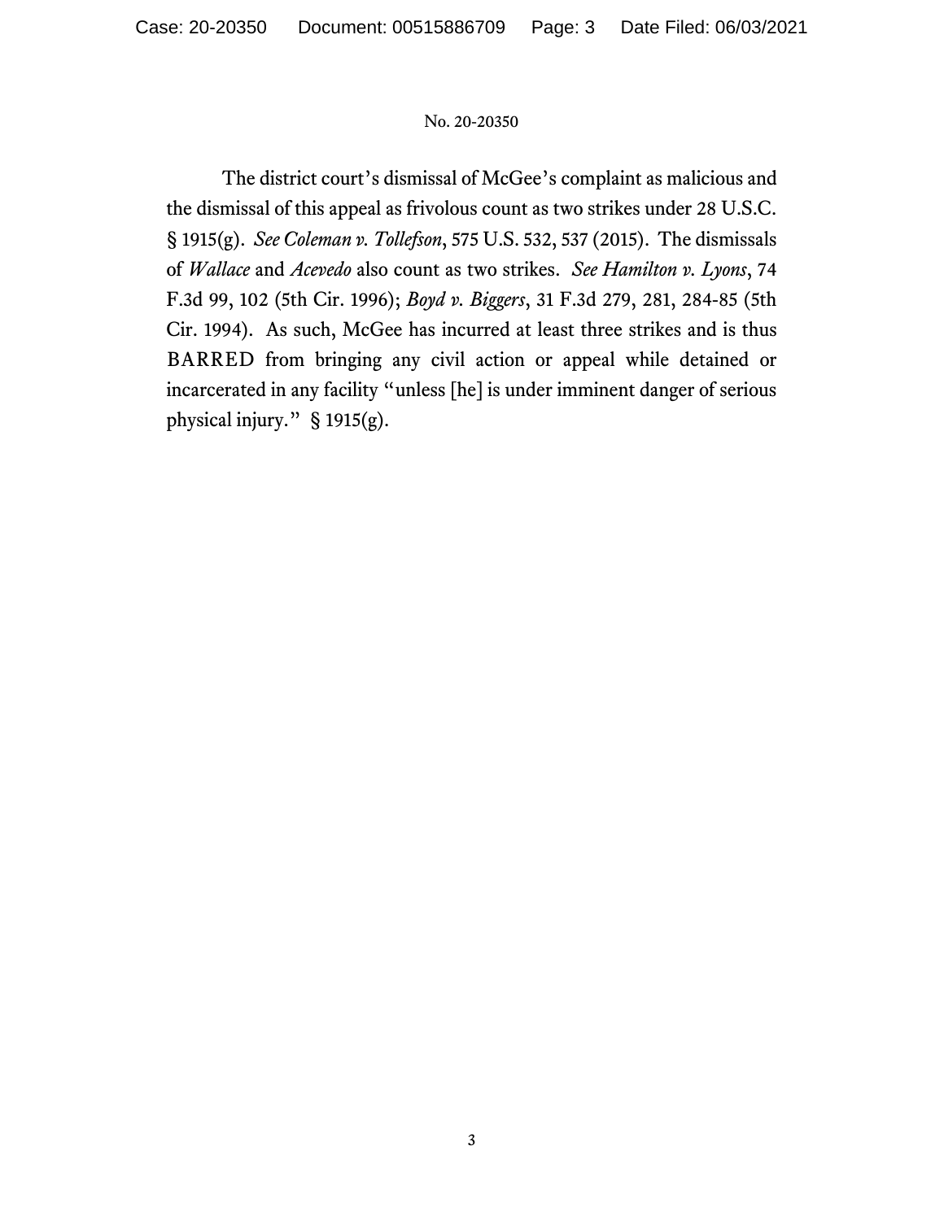The district court's dismissal of McGee's complaint as malicious and the dismissal of this appeal as frivolous count as two strikes under 28 U.S.C. § 1915(g). *See Coleman v. Tollefson*, 575 U.S. 532, 537 (2015). The dismissals of *Wallace* and *Acevedo* also count as two strikes. *See Hamilton v. Lyons*, 74 F.3d 99, 102 (5th Cir. 1996); *Boyd v. Biggers*, 31 F.3d 279, 281, 284-85 (5th Cir. 1994). As such, McGee has incurred at least three strikes and is thus BARRED from bringing any civil action or appeal while detained or incarcerated in any facility "unless [he] is under imminent danger of serious physical injury." § 1915(g).